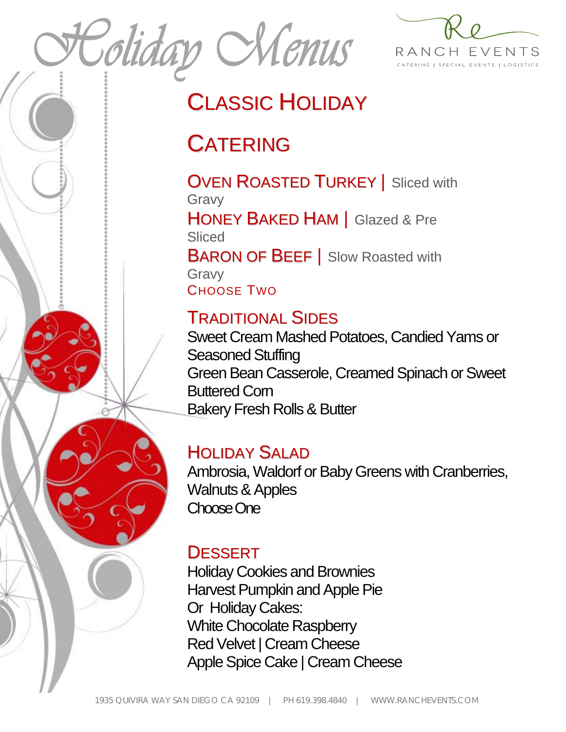# Holiday Menus

RANCH EVENTS
CATERING | SPECIAL EVENTS | LOGISTICS

## Classic Holiday

## Catering

**Oven Roasted Turkey** | Sliced with Gravy
**Honey Baked Ham** | Glazed & Pre Sliced
**Baron of Beef** | Slow Roasted with Gravy
Choose Two

### Traditional Sides

Sweet Cream Mashed Potatoes, Candied Yams or Seasoned Stuffing
Green Bean Casserole, Creamed Spinach or Sweet Buttered Corn
Bakery Fresh Rolls & Butter

### Holiday Salad

Ambrosia, Waldorf or Baby Greens with Cranberries, Walnuts & Apples
Choose One

### Dessert

Holiday Cookies and Brownies
Harvest Pumpkin and Apple Pie
Or Holiday Cakes:
White Chocolate Raspberry
Red Velvet | Cream Cheese
Apple Spice Cake | Cream Cheese

1935 QUIVIRA WAY SAN DIEGO CA 92109 | PH 619.398.4840 | WWW.RANCHEVENTS.COM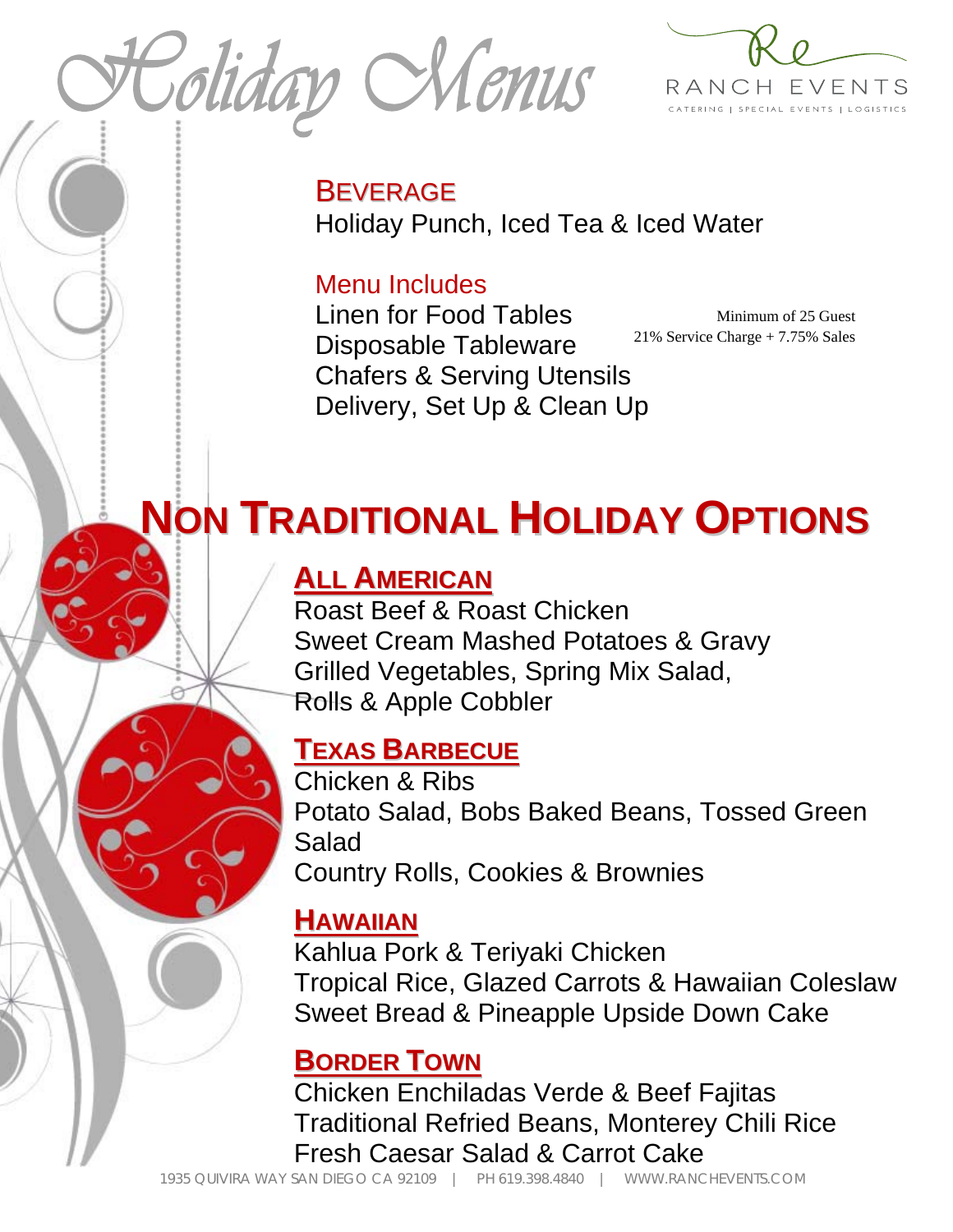# Holiday Menus

RANCH EVENTS
CATERING | SPECIAL EVENTS | LOGISTICS

### BEVERAGE

Holiday Punch, Iced Tea & Iced Water

### Menu Includes

Linen for Food Tables
Disposable Tableware
Chafers & Serving Utensils
Delivery, Set Up & Clean Up

Minimum of 25 Guest
21% Service Charge + 7.75% Sales

# NON TRADITIONAL HOLIDAY OPTIONS

## ALL AMERICAN

Roast Beef & Roast Chicken
Sweet Cream Mashed Potatoes & Gravy
Grilled Vegetables, Spring Mix Salad,
Rolls & Apple Cobbler

## TEXAS BARBECUE

Chicken & Ribs
Potato Salad, Bobs Baked Beans, Tossed Green Salad
Country Rolls, Cookies & Brownies

## HAWAIIAN

Kahlua Pork & Teriyaki Chicken
Tropical Rice, Glazed Carrots & Hawaiian Coleslaw
Sweet Bread & Pineapple Upside Down Cake

## BORDER TOWN

Chicken Enchiladas Verde & Beef Fajitas
Traditional Refried Beans, Monterey Chili Rice
Fresh Caesar Salad & Carrot Cake

1935 QUIVIRA WAY SAN DIEGO CA 92109 | PH 619.398.4840 | WWW.RANCHEVENTS.COM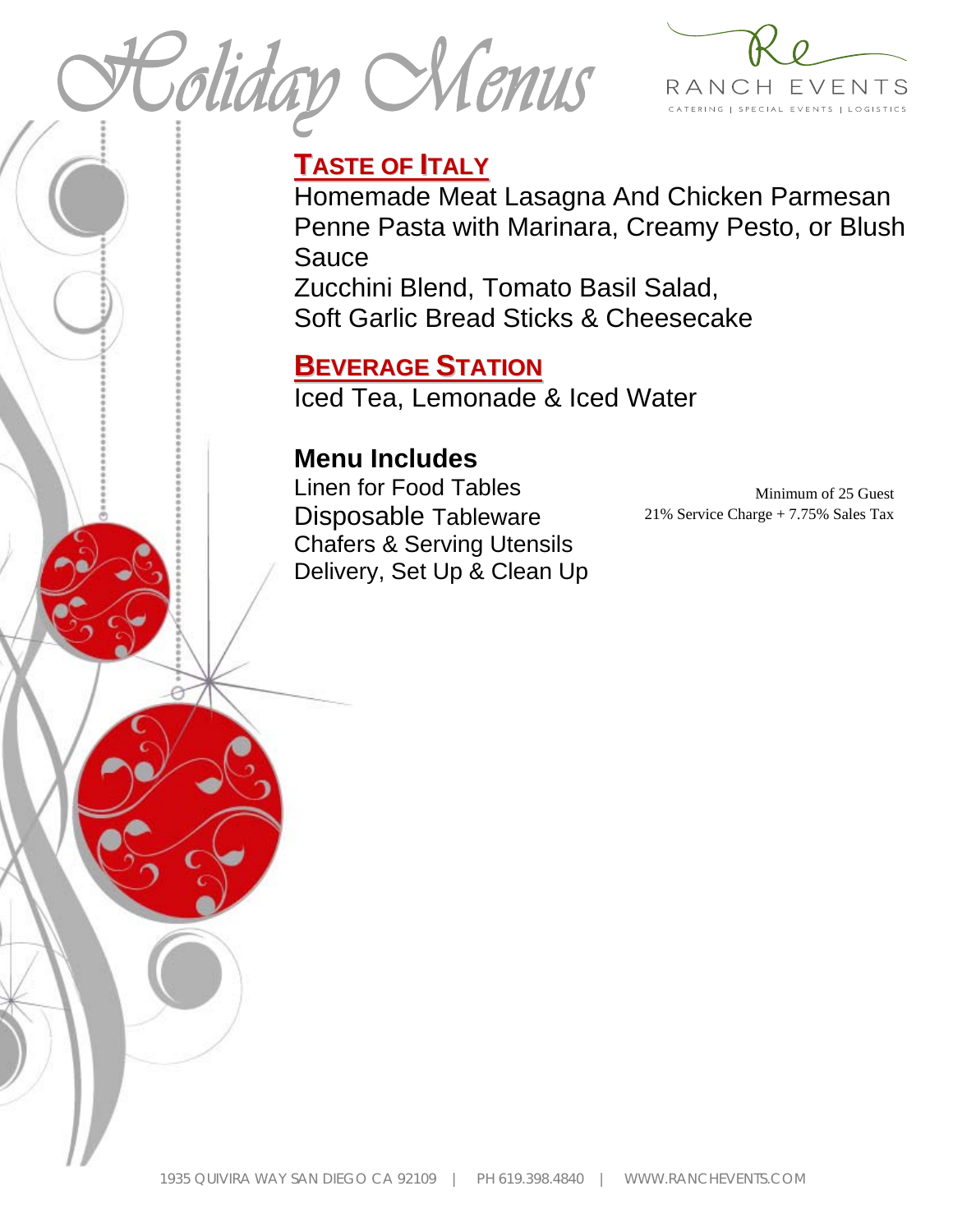# Holiday Menus

RANCH EVENTS
CATERING | SPECIAL EVENTS | LOGISTICS

## TASTE OF ITALY

Homemade Meat Lasagna And Chicken Parmesan
Penne Pasta with Marinara, Creamy Pesto, or Blush Sauce
Zucchini Blend, Tomato Basil Salad,
Soft Garlic Bread Sticks & Cheesecake

## BEVERAGE STATION

Iced Tea, Lemonade & Iced Water

### Menu Includes

Linen for Food Tables
Disposable Tableware
Chafers & Serving Utensils
Delivery, Set Up & Clean Up

Minimum of 25 Guest
21% Service Charge + 7.75% Sales Tax

1935 QUIVIRA WAY SAN DIEGO CA 92109 | PH 619.398.4840 | WWW.RANCHEVENTS.COM